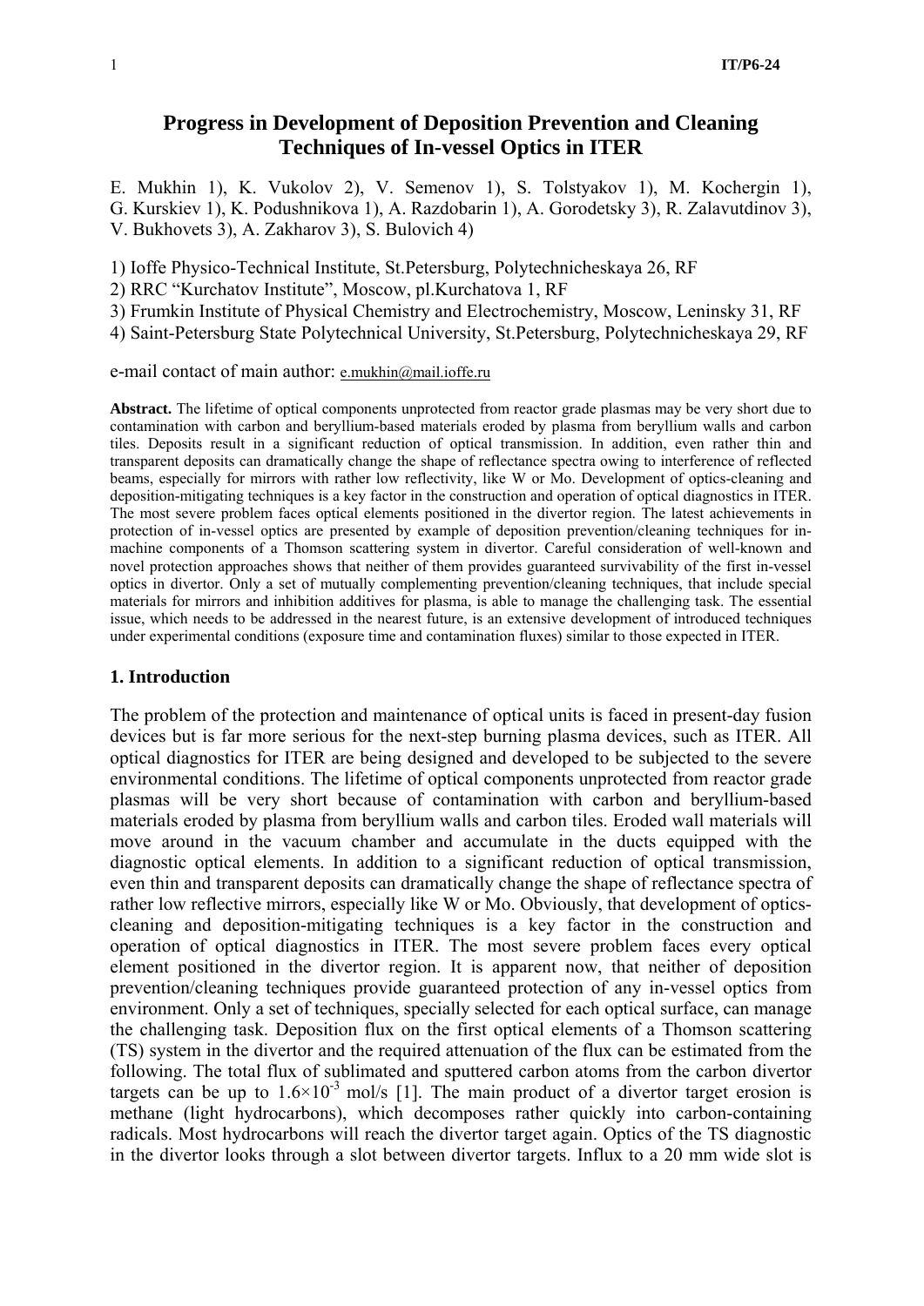# Progress in Development of Deposition Prevention and Cleaning Techniques of In-vessel Optics in ITER

E. Mukhin 1), K. Vukolov 2), V. Semenov 1), S. Tolstyakov 1), M. Kochergin 1), G. Kurskiev 1), K. Podushnikova 1), A. Razdobarin 1), A. Gorodetsky 3), R. Zalavutdinov 3), V. Bukhovets 3), A. Zakharov 3), S. Bulovich 4)

1) Ioffe Physico-Technical Institute, St.Petersburg, Polytechnicheskaya 26, RF
2) RRC "Kurchatov Institute", Moscow, pl.Kurchatova 1, RF
3) Frumkin Institute of Physical Chemistry and Electrochemistry, Moscow, Leninsky 31, RF
4) Saint-Petersburg State Polytechnical University, St.Petersburg, Polytechnicheskaya 29, RF

e-mail contact of main author: e.mukhin@mail.ioffe.ru

**Abstract.** The lifetime of optical components unprotected from reactor grade plasmas may be very short due to contamination with carbon and beryllium-based materials eroded by plasma from beryllium walls and carbon tiles. Deposits result in a significant reduction of optical transmission. In addition, even rather thin and transparent deposits can dramatically change the shape of reflectance spectra owing to interference of reflected beams, especially for mirrors with rather low reflectivity, like W or Mo. Development of optics-cleaning and deposition-mitigating techniques is a key factor in the construction and operation of optical diagnostics in ITER. The most severe problem faces optical elements positioned in the divertor region. The latest achievements in protection of in-vessel optics are presented by example of deposition prevention/cleaning techniques for in-machine components of a Thomson scattering system in divertor. Careful consideration of well-known and novel protection approaches shows that neither of them provides guaranteed survivability of the first in-vessel optics in divertor. Only a set of mutually complementing prevention/cleaning techniques, that include special materials for mirrors and inhibition additives for plasma, is able to manage the challenging task. The essential issue, which needs to be addressed in the nearest future, is an extensive development of introduced techniques under experimental conditions (exposure time and contamination fluxes) similar to those expected in ITER.

## 1. Introduction

The problem of the protection and maintenance of optical units is faced in present-day fusion devices but is far more serious for the next-step burning plasma devices, such as ITER. All optical diagnostics for ITER are being designed and developed to be subjected to the severe environmental conditions. The lifetime of optical components unprotected from reactor grade plasmas will be very short because of contamination with carbon and beryllium-based materials eroded by plasma from beryllium walls and carbon tiles. Eroded wall materials will move around in the vacuum chamber and accumulate in the ducts equipped with the diagnostic optical elements. In addition to a significant reduction of optical transmission, even thin and transparent deposits can dramatically change the shape of reflectance spectra of rather low reflective mirrors, especially like W or Mo. Obviously, that development of optics-cleaning and deposition-mitigating techniques is a key factor in the construction and operation of optical diagnostics in ITER. The most severe problem faces every optical element positioned in the divertor region. It is apparent now, that neither of deposition prevention/cleaning techniques provide guaranteed protection of any in-vessel optics from environment. Only a set of techniques, specially selected for each optical surface, can manage the challenging task. Deposition flux on the first optical elements of a Thomson scattering (TS) system in the divertor and the required attenuation of the flux can be estimated from the following. The total flux of sublimated and sputtered carbon atoms from the carbon divertor targets can be up to $1.6\times10^{-3}$ mol/s [1]. The main product of a divertor target erosion is methane (light hydrocarbons), which decomposes rather quickly into carbon-containing radicals. Most hydrocarbons will reach the divertor target again. Optics of the TS diagnostic in the divertor looks through a slot between divertor targets. Influx to a 20 mm wide slot is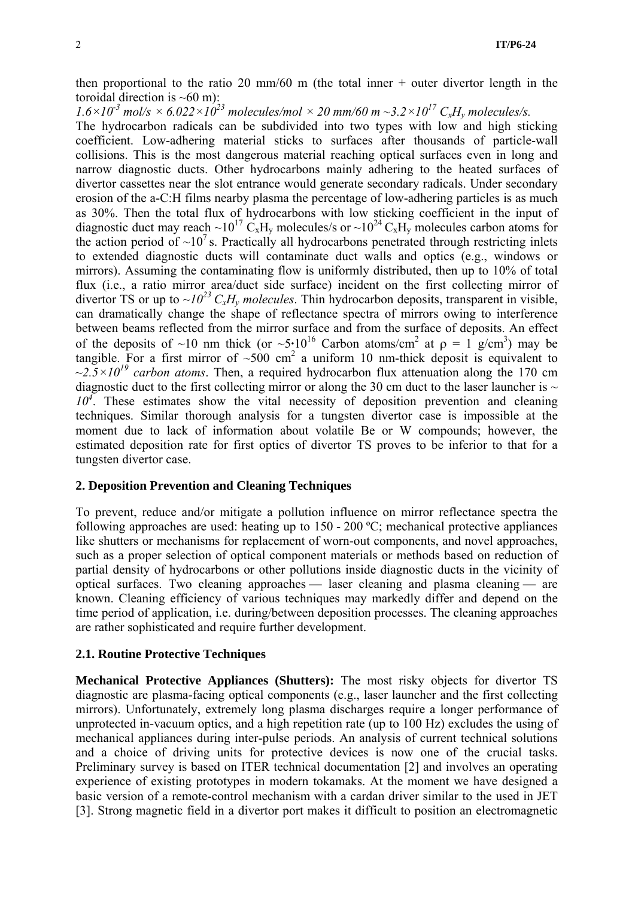then proportional to the ratio 20 mm/60 m (the total inner + outer divertor length in the toroidal direction is ~60 m):

*$1.6\times10^{-3}$ mol/s × $6.022\times10^{23}$ molecules/mol × 20 mm/60 m ~$3.2\times10^{17}$ $C_xH_y$ molecules/s.*

The hydrocarbon radicals can be subdivided into two types with low and high sticking coefficient. Low-adhering material sticks to surfaces after thousands of particle-wall collisions. This is the most dangerous material reaching optical surfaces even in long and narrow diagnostic ducts. Other hydrocarbons mainly adhering to the heated surfaces of divertor cassettes near the slot entrance would generate secondary radicals. Under secondary erosion of the a-C:H films nearby plasma the percentage of low-adhering particles is as much as 30%. Then the total flux of hydrocarbons with low sticking coefficient in the input of diagnostic duct may reach ~$10^{17}$ $C_xH_y$ molecules/s or ~$10^{24}$ $C_xH_y$ molecules carbon atoms for the action period of ~$10^{7}$ s. Practically all hydrocarbons penetrated through restricting inlets to extended diagnostic ducts will contaminate duct walls and optics (e.g., windows or mirrors). Assuming the contaminating flow is uniformly distributed, then up to 10% of total flux (i.e., a ratio mirror area/duct side surface) incident on the first collecting mirror of divertor TS or up to *~$10^{23}$ $C_xH_y$ molecules*. Thin hydrocarbon deposits, transparent in visible, can dramatically change the shape of reflectance spectra of mirrors owing to interference between beams reflected from the mirror surface and from the surface of deposits. An effect of the deposits of ~10 nm thick (or ~$5\cdot10^{16}$ Carbon atoms/cm$^2$ at $\rho$ = 1 g/cm$^3$) may be tangible. For a first mirror of ~500 cm$^2$ a uniform 10 nm-thick deposit is equivalent to *~$2.5\times10^{19}$ carbon atoms*. Then, a required hydrocarbon flux attenuation along the 170 cm diagnostic duct to the first collecting mirror or along the 30 cm duct to the laser launcher is ~ *$10^{4}$*. These estimates show the vital necessity of deposition prevention and cleaning techniques. Similar thorough analysis for a tungsten divertor case is impossible at the moment due to lack of information about volatile Be or W compounds; however, the estimated deposition rate for first optics of divertor TS proves to be inferior to that for a tungsten divertor case.

## 2. Deposition Prevention and Cleaning Techniques

To prevent, reduce and/or mitigate a pollution influence on mirror reflectance spectra the following approaches are used: heating up to 150 - 200 ºC; mechanical protective appliances like shutters or mechanisms for replacement of worn-out components, and novel approaches, such as a proper selection of optical component materials or methods based on reduction of partial density of hydrocarbons or other pollutions inside diagnostic ducts in the vicinity of optical surfaces. Two cleaning approaches — laser cleaning and plasma cleaning — are known. Cleaning efficiency of various techniques may markedly differ and depend on the time period of application, i.e. during/between deposition processes. The cleaning approaches are rather sophisticated and require further development.

### 2.1. Routine Protective Techniques

**Mechanical Protective Appliances (Shutters):** The most risky objects for divertor TS diagnostic are plasma-facing optical components (e.g., laser launcher and the first collecting mirrors). Unfortunately, extremely long plasma discharges require a longer performance of unprotected in-vacuum optics, and a high repetition rate (up to 100 Hz) excludes the using of mechanical appliances during inter-pulse periods. An analysis of current technical solutions and a choice of driving units for protective devices is now one of the crucial tasks. Preliminary survey is based on ITER technical documentation [2] and involves an operating experience of existing prototypes in modern tokamaks. At the moment we have designed a basic version of a remote-control mechanism with a cardan driver similar to the used in JET [3]. Strong magnetic field in a divertor port makes it difficult to position an electromagnetic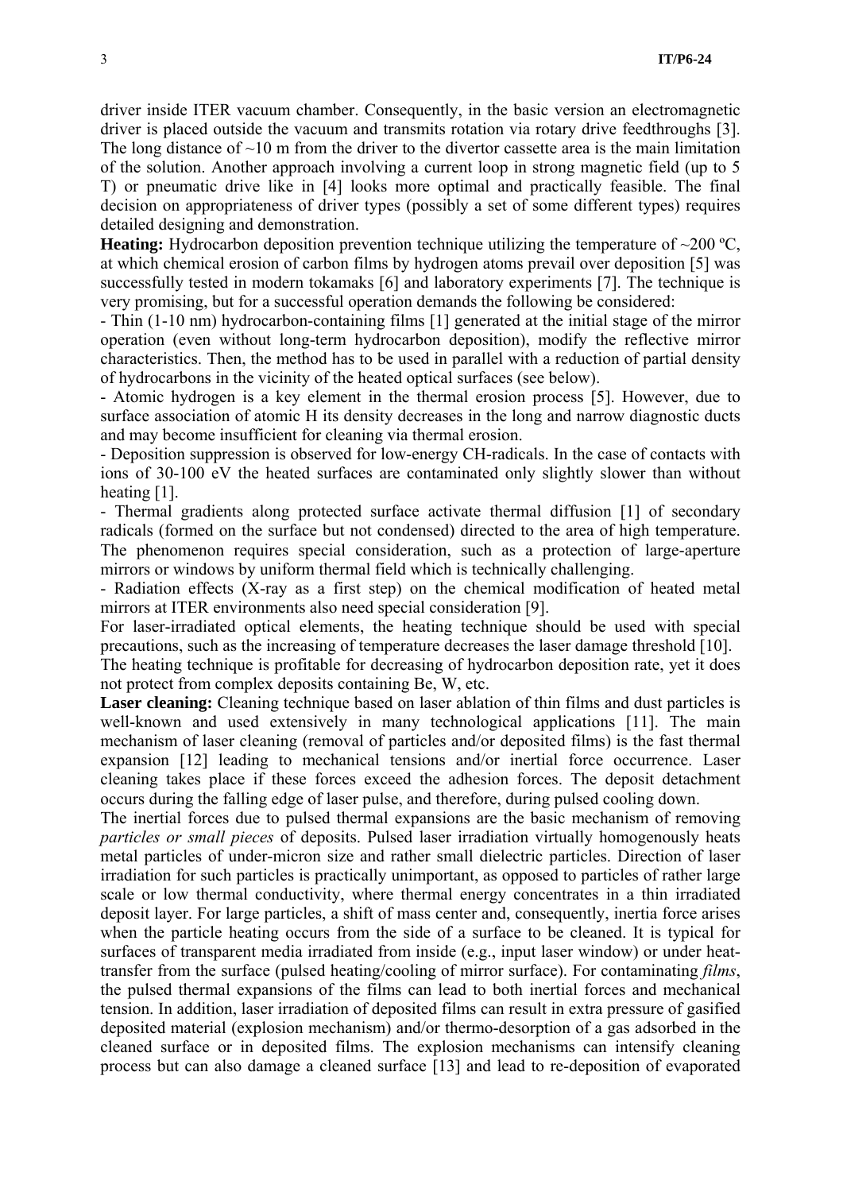driver inside ITER vacuum chamber. Consequently, in the basic version an electromagnetic driver is placed outside the vacuum and transmits rotation via rotary drive feedthroughs [3]. The long distance of ~10 m from the driver to the divertor cassette area is the main limitation of the solution. Another approach involving a current loop in strong magnetic field (up to 5 T) or pneumatic drive like in [4] looks more optimal and practically feasible. The final decision on appropriateness of driver types (possibly a set of some different types) requires detailed designing and demonstration.

**Heating:** Hydrocarbon deposition prevention technique utilizing the temperature of ~200 ºC, at which chemical erosion of carbon films by hydrogen atoms prevail over deposition [5] was successfully tested in modern tokamaks [6] and laboratory experiments [7]. The technique is very promising, but for a successful operation demands the following be considered:

- Thin (1-10 nm) hydrocarbon-containing films [1] generated at the initial stage of the mirror operation (even without long-term hydrocarbon deposition), modify the reflective mirror characteristics. Then, the method has to be used in parallel with a reduction of partial density of hydrocarbons in the vicinity of the heated optical surfaces (see below).
- Atomic hydrogen is a key element in the thermal erosion process [5]. However, due to surface association of atomic H its density decreases in the long and narrow diagnostic ducts and may become insufficient for cleaning via thermal erosion.
- Deposition suppression is observed for low-energy CH-radicals. In the case of contacts with ions of 30-100 eV the heated surfaces are contaminated only slightly slower than without heating [1].
- Thermal gradients along protected surface activate thermal diffusion [1] of secondary radicals (formed on the surface but not condensed) directed to the area of high temperature. The phenomenon requires special consideration, such as a protection of large-aperture mirrors or windows by uniform thermal field which is technically challenging.
- Radiation effects (X-ray as a first step) on the chemical modification of heated metal mirrors at ITER environments also need special consideration [9].

For laser-irradiated optical elements, the heating technique should be used with special precautions, such as the increasing of temperature decreases the laser damage threshold [10].

The heating technique is profitable for decreasing of hydrocarbon deposition rate, yet it does not protect from complex deposits containing Be, W, etc.

**Laser cleaning:** Cleaning technique based on laser ablation of thin films and dust particles is well-known and used extensively in many technological applications [11]. The main mechanism of laser cleaning (removal of particles and/or deposited films) is the fast thermal expansion [12] leading to mechanical tensions and/or inertial force occurrence. Laser cleaning takes place if these forces exceed the adhesion forces. The deposit detachment occurs during the falling edge of laser pulse, and therefore, during pulsed cooling down.

The inertial forces due to pulsed thermal expansions are the basic mechanism of removing *particles or small pieces* of deposits. Pulsed laser irradiation virtually homogenously heats metal particles of under-micron size and rather small dielectric particles. Direction of laser irradiation for such particles is practically unimportant, as opposed to particles of rather large scale or low thermal conductivity, where thermal energy concentrates in a thin irradiated deposit layer. For large particles, a shift of mass center and, consequently, inertia force arises when the particle heating occurs from the side of a surface to be cleaned. It is typical for surfaces of transparent media irradiated from inside (e.g., input laser window) or under heat-transfer from the surface (pulsed heating/cooling of mirror surface). For contaminating *films*, the pulsed thermal expansions of the films can lead to both inertial forces and mechanical tension. In addition, laser irradiation of deposited films can result in extra pressure of gasified deposited material (explosion mechanism) and/or thermo-desorption of a gas adsorbed in the cleaned surface or in deposited films. The explosion mechanisms can intensify cleaning process but can also damage a cleaned surface [13] and lead to re-deposition of evaporated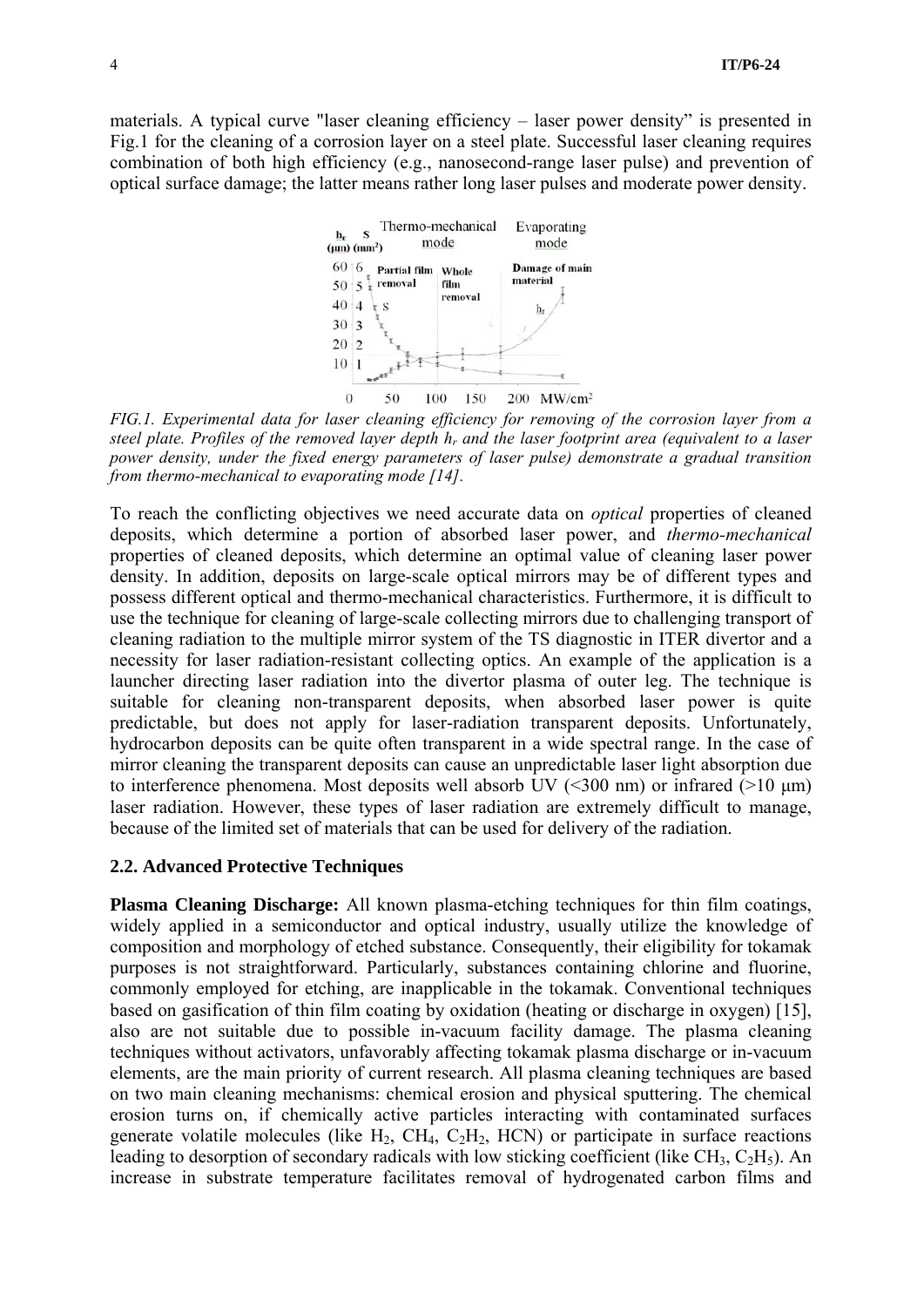materials. A typical curve "laser cleaning efficiency – laser power density" is presented in Fig.1 for the cleaning of a corrosion layer on a steel plate. Successful laser cleaning requires combination of both high efficiency (e.g., nanosecond-range laser pulse) and prevention of optical surface damage; the latter means rather long laser pulses and moderate power density.

*FIG.1. Experimental data for laser cleaning efficiency for removing of the corrosion layer from a steel plate. Profiles of the removed layer depth $h_r$ and the laser footprint area (equivalent to a laser power density, under the fixed energy parameters of laser pulse) demonstrate a gradual transition from thermo-mechanical to evaporating mode [14].*

To reach the conflicting objectives we need accurate data on *optical* properties of cleaned deposits, which determine a portion of absorbed laser power, and *thermo-mechanical* properties of cleaned deposits, which determine an optimal value of cleaning laser power density. In addition, deposits on large-scale optical mirrors may be of different types and possess different optical and thermo-mechanical characteristics. Furthermore, it is difficult to use the technique for cleaning of large-scale collecting mirrors due to challenging transport of cleaning radiation to the multiple mirror system of the TS diagnostic in ITER divertor and a necessity for laser radiation-resistant collecting optics. An example of the application is a launcher directing laser radiation into the divertor plasma of outer leg. The technique is suitable for cleaning non-transparent deposits, when absorbed laser power is quite predictable, but does not apply for laser-radiation transparent deposits. Unfortunately, hydrocarbon deposits can be quite often transparent in a wide spectral range. In the case of mirror cleaning the transparent deposits can cause an unpredictable laser light absorption due to interference phenomena. Most deposits well absorb UV (<300 nm) or infrared (>10 μm) laser radiation. However, these types of laser radiation are extremely difficult to manage, because of the limited set of materials that can be used for delivery of the radiation.

### 2.2. Advanced Protective Techniques

**Plasma Cleaning Discharge:** All known plasma-etching techniques for thin film coatings, widely applied in a semiconductor and optical industry, usually utilize the knowledge of composition and morphology of etched substance. Consequently, their eligibility for tokamak purposes is not straightforward. Particularly, substances containing chlorine and fluorine, commonly employed for etching, are inapplicable in the tokamak. Conventional techniques based on gasification of thin film coating by oxidation (heating or discharge in oxygen) [15], also are not suitable due to possible in-vacuum facility damage. The plasma cleaning techniques without activators, unfavorably affecting tokamak plasma discharge or in-vacuum elements, are the main priority of current research. All plasma cleaning techniques are based on two main cleaning mechanisms: chemical erosion and physical sputtering. The chemical erosion turns on, if chemically active particles interacting with contaminated surfaces generate volatile molecules (like $H_2$, $CH_4$, $C_2H_2$, HCN) or participate in surface reactions leading to desorption of secondary radicals with low sticking coefficient (like $CH_3$, $C_2H_5$). An increase in substrate temperature facilitates removal of hydrogenated carbon films and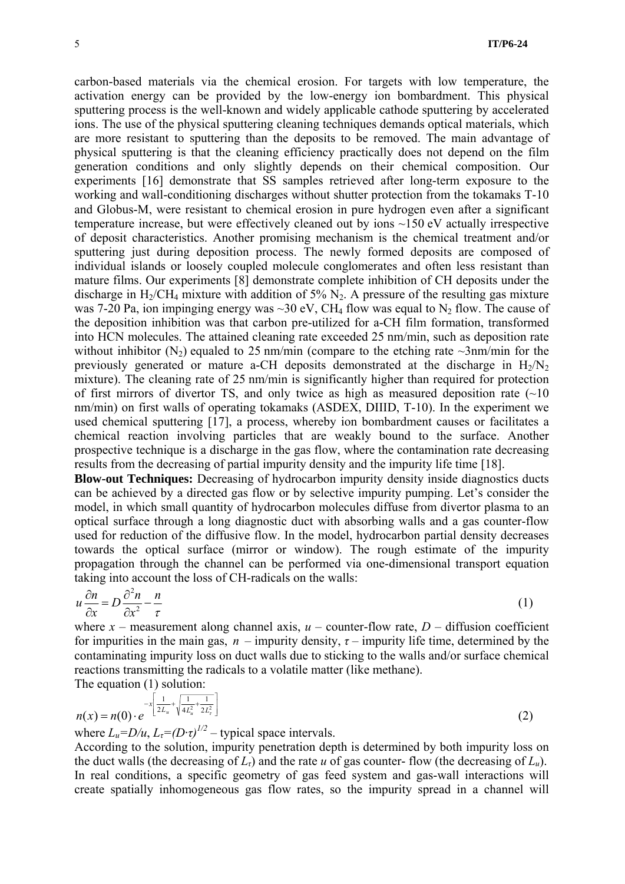carbon-based materials via the chemical erosion. For targets with low temperature, the activation energy can be provided by the low-energy ion bombardment. This physical sputtering process is the well-known and widely applicable cathode sputtering by accelerated ions. The use of the physical sputtering cleaning techniques demands optical materials, which are more resistant to sputtering than the deposits to be removed. The main advantage of physical sputtering is that the cleaning efficiency practically does not depend on the film generation conditions and only slightly depends on their chemical composition. Our experiments [16] demonstrate that SS samples retrieved after long-term exposure to the working and wall-conditioning discharges without shutter protection from the tokamaks T-10 and Globus-M, were resistant to chemical erosion in pure hydrogen even after a significant temperature increase, but were effectively cleaned out by ions ~150 eV actually irrespective of deposit characteristics. Another promising mechanism is the chemical treatment and/or sputtering just during deposition process. The newly formed deposits are composed of individual islands or loosely coupled molecule conglomerates and often less resistant than mature films. Our experiments [8] demonstrate complete inhibition of CH deposits under the discharge in $H_2$/$CH_4$ mixture with addition of 5% $N_2$. A pressure of the resulting gas mixture was 7-20 Pa, ion impinging energy was ~30 eV, $CH_4$ flow was equal to $N_2$ flow. The cause of the deposition inhibition was that carbon pre-utilized for a-CH film formation, transformed into HCN molecules. The attained cleaning rate exceeded 25 nm/min, such as deposition rate without inhibitor ($N_2$) equaled to 25 nm/min (compare to the etching rate ~3nm/min for the previously generated or mature a-CH deposits demonstrated at the discharge in $H_2$/$N_2$ mixture). The cleaning rate of 25 nm/min is significantly higher than required for protection of first mirrors of divertor TS, and only twice as high as measured deposition rate (~10 nm/min) on first walls of operating tokamaks (ASDEX, DIIID, T-10). In the experiment we used chemical sputtering [17], a process, whereby ion bombardment causes or facilitates a chemical reaction involving particles that are weakly bound to the surface. Another prospective technique is a discharge in the gas flow, where the contamination rate decreasing results from the decreasing of partial impurity density and the impurity life time [18].

**Blow-out Techniques:** Decreasing of hydrocarbon impurity density inside diagnostics ducts can be achieved by a directed gas flow or by selective impurity pumping. Let's consider the model, in which small quantity of hydrocarbon molecules diffuse from divertor plasma to an optical surface through a long diagnostic duct with absorbing walls and a gas counter-flow used for reduction of the diffusive flow. In the model, hydrocarbon partial density decreases towards the optical surface (mirror or window). The rough estimate of the impurity propagation through the channel can be performed via one-dimensional transport equation taking into account the loss of CH-radicals on the walls:

$$u\frac{\partial n}{\partial x} = D\frac{\partial^2 n}{\partial x^2} - \frac{n}{\tau} \tag{1}$$

where $x$ – measurement along channel axis, $u$ – counter-flow rate, $D$ – diffusion coefficient for impurities in the main gas, $n$ – impurity density, $\tau$ – impurity life time, determined by the contaminating impurity loss on duct walls due to sticking to the walls and/or surface chemical reactions transmitting the radicals to a volatile matter (like methane).

The equation (1) solution:

$$n(x) = n(0)\cdot e^{-x\left[\frac{1}{2L_u}+\sqrt{\frac{1}{4L_u^2}+\frac{1}{2L_\tau^2}}\right]} \tag{2}$$

where $L_u=D/u$, $L_\tau=(D\cdot\tau)^{1/2}$ – typical space intervals.

According to the solution, impurity penetration depth is determined by both impurity loss on the duct walls (the decreasing of $L_\tau$) and the rate $u$ of gas counter- flow (the decreasing of $L_u$). In real conditions, a specific geometry of gas feed system and gas-wall interactions will create spatially inhomogeneous gas flow rates, so the impurity spread in a channel will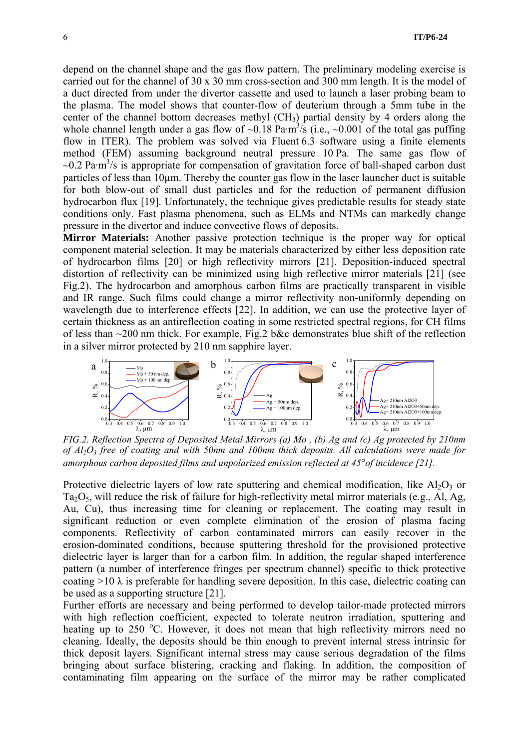depend on the channel shape and the gas flow pattern. The preliminary modeling exercise is carried out for the channel of 30 x 30 mm cross-section and 300 mm length. It is the model of a duct directed from under the divertor cassette and used to launch a laser probing beam to the plasma. The model shows that counter-flow of deuterium through a 5mm tube in the center of the channel bottom decreases methyl ($CH_3$) partial density by 4 orders along the whole channel length under a gas flow of ~0.18 Pa·m$^3$/s (i.e., ~0.001 of the total gas puffing flow in ITER). The problem was solved via Fluent 6.3 software using a finite elements method (FEM) assuming background neutral pressure 10 Pa. The same gas flow of ~0.2 Pa·m$^3$/s is appropriate for compensation of gravitation force of ball-shaped carbon dust particles of less than 10μm. Thereby the counter gas flow in the laser launcher duct is suitable for both blow-out of small dust particles and for the reduction of permanent diffusion hydrocarbon flux [19]. Unfortunately, the technique gives predictable results for steady state conditions only. Fast plasma phenomena, such as ELMs and NTMs can markedly change pressure in the divertor and induce convective flows of deposits.

**Mirror Materials:** Another passive protection technique is the proper way for optical component material selection. It may be materials characterized by either less deposition rate of hydrocarbon films [20] or high reflectivity mirrors [21]. Deposition-induced spectral distortion of reflectivity can be minimized using high reflective mirror materials [21] (see Fig.2). The hydrocarbon and amorphous carbon films are practically transparent in visible and IR range. Such films could change a mirror reflectivity non-uniformly depending on wavelength due to interference effects [22]. In addition, we can use the protective layer of certain thickness as an antireflection coating in some restricted spectral regions, for CH films of less than ~200 nm thick. For example, Fig.2 b&c demonstrates blue shift of the reflection in a silver mirror protected by 210 nm sapphire layer.

*FIG.2. Reflection Spectra of Deposited Metal Mirrors (a) Mo , (b) Ag and (c) Ag protected by 210nm of $Al_2O_3$ free of coating and with 50nm and 100nm thick deposits. All calculations were made for amorphous carbon deposited films and unpolarized emission reflected at 45°of incidence [21].*

Protective dielectric layers of low rate sputtering and chemical modification, like $Al_2O_3$ or $Ta_2O_5$, will reduce the risk of failure for high-reflectivity metal mirror materials (e.g., Al, Ag, Au, Cu), thus increasing time for cleaning or replacement. The coating may result in significant reduction or even complete elimination of the erosion of plasma facing components. Reflectivity of carbon contaminated mirrors can easily recover in the erosion-dominated conditions, because sputtering threshold for the provisioned protective dielectric layer is larger than for a carbon film. In addition, the regular shaped interference pattern (a number of interference fringes per spectrum channel) specific to thick protective coating >10 λ is preferable for handling severe deposition. In this case, dielectric coating can be used as a supporting structure [21].

Further efforts are necessary and being performed to develop tailor-made protected mirrors with high reflection coefficient, expected to tolerate neutron irradiation, sputtering and heating up to 250 °C. However, it does not mean that high reflectivity mirrors need no cleaning. Ideally, the deposits should be thin enough to prevent internal stress intrinsic for thick deposit layers. Significant internal stress may cause serious degradation of the films bringing about surface blistering, cracking and flaking. In addition, the composition of contaminating film appearing on the surface of the mirror may be rather complicated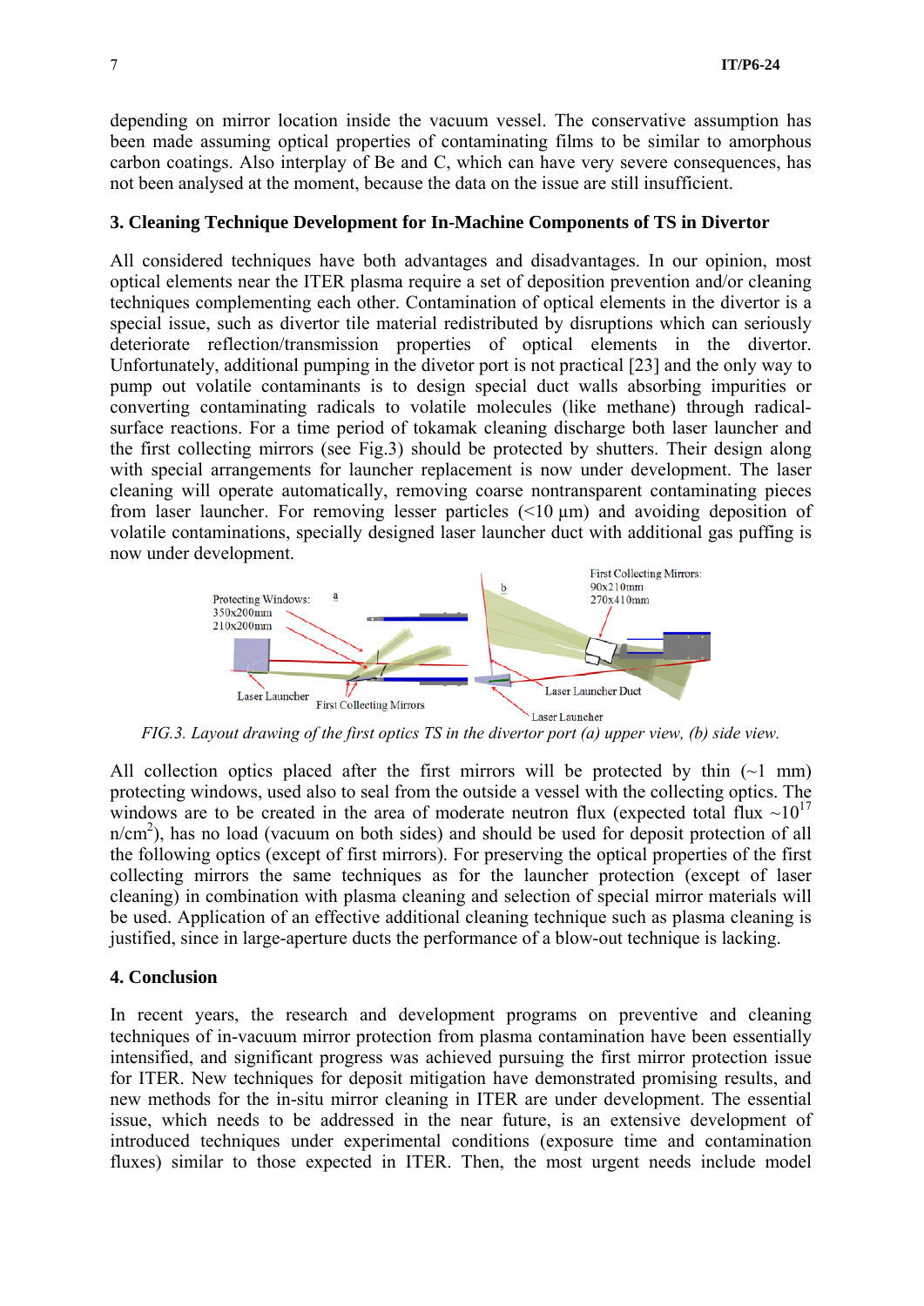depending on mirror location inside the vacuum vessel. The conservative assumption has been made assuming optical properties of contaminating films to be similar to amorphous carbon coatings. Also interplay of Be and C, which can have very severe consequences, has not been analysed at the moment, because the data on the issue are still insufficient.

## 3. Cleaning Technique Development for In-Machine Components of TS in Divertor

All considered techniques have both advantages and disadvantages. In our opinion, most optical elements near the ITER plasma require a set of deposition prevention and/or cleaning techniques complementing each other. Contamination of optical elements in the divertor is a special issue, such as divertor tile material redistributed by disruptions which can seriously deteriorate reflection/transmission properties of optical elements in the divertor. Unfortunately, additional pumping in the divetor port is not practical [23] and the only way to pump out volatile contaminants is to design special duct walls absorbing impurities or converting contaminating radicals to volatile molecules (like methane) through radical-surface reactions. For a time period of tokamak cleaning discharge both laser launcher and the first collecting mirrors (see Fig.3) should be protected by shutters. Their design along with special arrangements for launcher replacement is now under development. The laser cleaning will operate automatically, removing coarse nontransparent contaminating pieces from laser launcher. For removing lesser particles (<10 µm) and avoiding deposition of volatile contaminations, specially designed laser launcher duct with additional gas puffing is now under development.

*FIG.3. Layout drawing of the first optics TS in the divertor port (a) upper view, (b) side view.*

All collection optics placed after the first mirrors will be protected by thin (~1 mm) protecting windows, used also to seal from the outside a vessel with the collecting optics. The windows are to be created in the area of moderate neutron flux (expected total flux ~$10^{17}$ n/cm$^2$), has no load (vacuum on both sides) and should be used for deposit protection of all the following optics (except of first mirrors). For preserving the optical properties of the first collecting mirrors the same techniques as for the launcher protection (except of laser cleaning) in combination with plasma cleaning and selection of special mirror materials will be used. Application of an effective additional cleaning technique such as plasma cleaning is justified, since in large-aperture ducts the performance of a blow-out technique is lacking.

## 4. Conclusion

In recent years, the research and development programs on preventive and cleaning techniques of in-vacuum mirror protection from plasma contamination have been essentially intensified, and significant progress was achieved pursuing the first mirror protection issue for ITER. New techniques for deposit mitigation have demonstrated promising results, and new methods for the in-situ mirror cleaning in ITER are under development. The essential issue, which needs to be addressed in the near future, is an extensive development of introduced techniques under experimental conditions (exposure time and contamination fluxes) similar to those expected in ITER. Then, the most urgent needs include model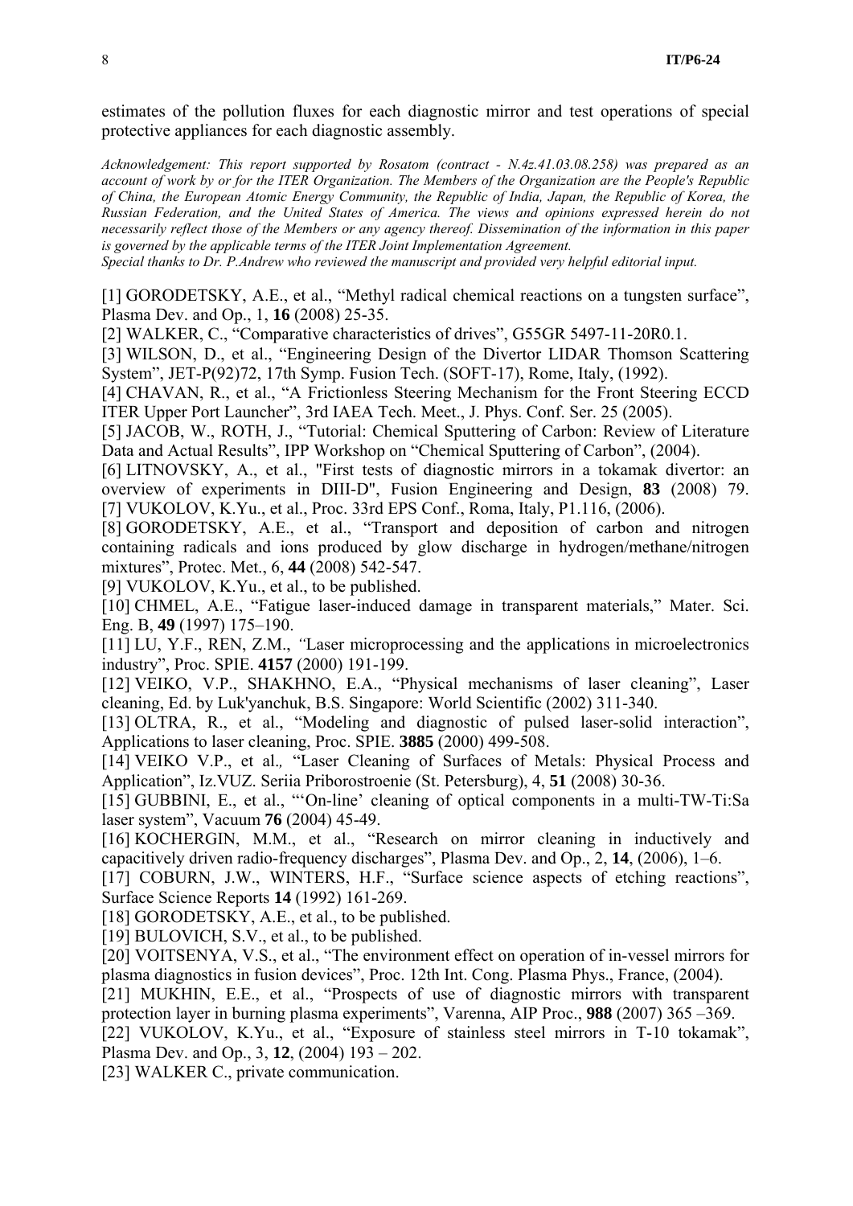estimates of the pollution fluxes for each diagnostic mirror and test operations of special protective appliances for each diagnostic assembly.

*Acknowledgement: This report supported by Rosatom (contract - N.4z.41.03.08.258) was prepared as an account of work by or for the ITER Organization. The Members of the Organization are the People's Republic of China, the European Atomic Energy Community, the Republic of India, Japan, the Republic of Korea, the Russian Federation, and the United States of America. The views and opinions expressed herein do not necessarily reflect those of the Members or any agency thereof. Dissemination of the information in this paper is governed by the applicable terms of the ITER Joint Implementation Agreement.*
*Special thanks to Dr. P.Andrew who reviewed the manuscript and provided very helpful editorial input.*

[1] GORODETSKY, A.E., et al., "Methyl radical chemical reactions on a tungsten surface", Plasma Dev. and Op., 1, **16** (2008) 25-35.

[2] WALKER, C., "Comparative characteristics of drives", G55GR 5497-11-20R0.1.

[3] WILSON, D., et al., "Engineering Design of the Divertor LIDAR Thomson Scattering System", JET-P(92)72, 17th Symp. Fusion Tech. (SOFT-17), Rome, Italy, (1992).

[4] CHAVAN, R., et al., "A Frictionless Steering Mechanism for the Front Steering ECCD ITER Upper Port Launcher", 3rd IAEA Tech. Meet., J. Phys. Conf. Ser. 25 (2005).

[5] JACOB, W., ROTH, J., "Tutorial: Chemical Sputtering of Carbon: Review of Literature Data and Actual Results", IPP Workshop on "Chemical Sputtering of Carbon", (2004).

[6] LITNOVSKY, A., et al., "First tests of diagnostic mirrors in a tokamak divertor: an overview of experiments in DIII-D", Fusion Engineering and Design, **83** (2008) 79.

[7] VUKOLOV, K.Yu., et al., Proc. 33rd EPS Conf., Roma, Italy, P1.116, (2006).

[8] GORODETSKY, A.E., et al., "Transport and deposition of carbon and nitrogen containing radicals and ions produced by glow discharge in hydrogen/methane/nitrogen mixtures", Protec. Met., 6, **44** (2008) 542-547.

[9] VUKOLOV, K.Yu., et al., to be published.

[10] CHMEL, A.E., "Fatigue laser-induced damage in transparent materials," Mater. Sci. Eng. B, **49** (1997) 175–190.

[11] LU, Y.F., REN, Z.M., "Laser microprocessing and the applications in microelectronics industry", Proc. SPIE. **4157** (2000) 191-199.

[12] VEIKO, V.P., SHAKHNO, E.A., "Physical mechanisms of laser cleaning", Laser cleaning, Ed. by Luk'yanchuk, B.S. Singapore: World Scientific (2002) 311-340.

[13] OLTRA, R., et al., "Modeling and diagnostic of pulsed laser-solid interaction", Applications to laser cleaning, Proc. SPIE. **3885** (2000) 499-508.

[14] VEIKO V.P., et al., "Laser Cleaning of Surfaces of Metals: Physical Process and Application", Iz.VUZ. Seriia Priborostroenie (St. Petersburg), 4, **51** (2008) 30-36.

[15] GUBBINI, E., et al., "'On-line' cleaning of optical components in a multi-TW-Ti:Sa laser system", Vacuum **76** (2004) 45-49.

[16] KOCHERGIN, M.M., et al., "Research on mirror cleaning in inductively and capacitively driven radio-frequency discharges", Plasma Dev. and Op., 2, **14**, (2006), 1–6.

[17] COBURN, J.W., WINTERS, H.F., "Surface science aspects of etching reactions", Surface Science Reports **14** (1992) 161-269.

[18] GORODETSKY, A.E., et al., to be published.

[19] BULOVICH, S.V., et al., to be published.

[20] VOITSENYA, V.S., et al., "The environment effect on operation of in-vessel mirrors for plasma diagnostics in fusion devices", Proc. 12th Int. Cong. Plasma Phys., France, (2004).

[21] MUKHIN, E.E., et al., "Prospects of use of diagnostic mirrors with transparent protection layer in burning plasma experiments", Varenna, AIP Proc., **988** (2007) 365 –369.

[22] VUKOLOV, K.Yu., et al., "Exposure of stainless steel mirrors in T-10 tokamak", Plasma Dev. and Op., 3, **12**, (2004) 193 – 202.

[23] WALKER C., private communication.